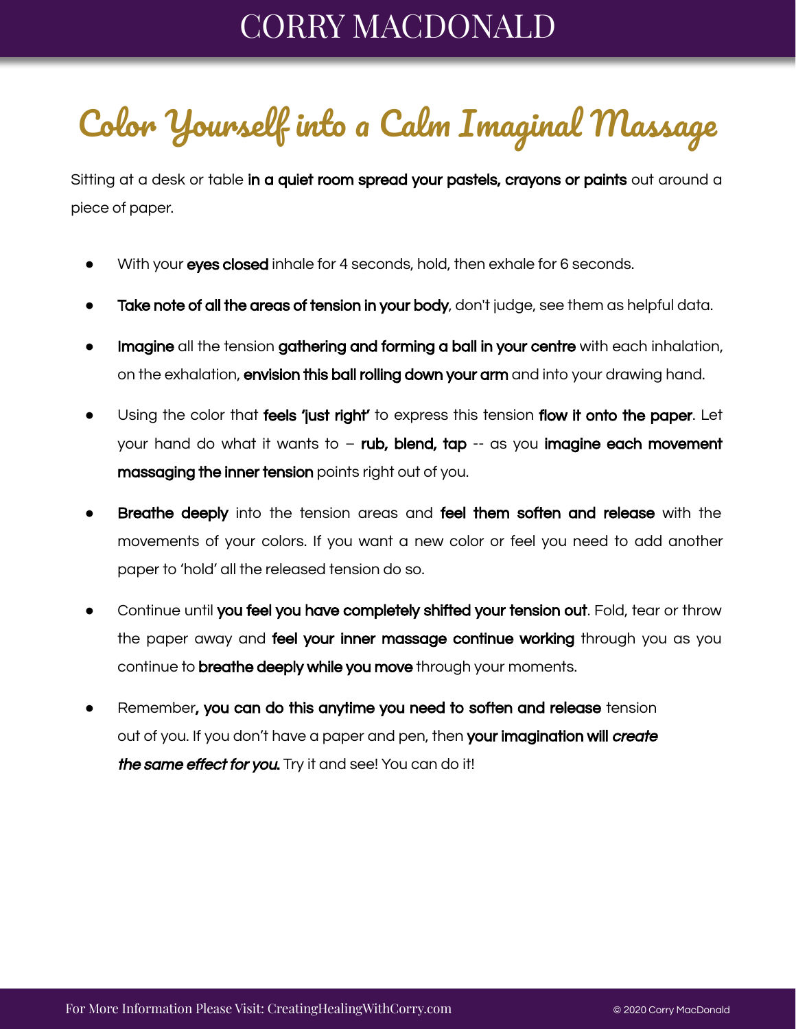# Color Yourself into a Calm Imaginal Massage

Sitting at a desk or table **in a quiet room spread your pastels, crayons or paints** out around a piece of paper.

- With your **eyes closed** inhale for 4 seconds, hold, then exhale for 6 seconds.
- **Take note of all the areas of tension in your body**, don't judge, see them as helpful data.
- **Imagine** all the tension **gathering and forming a ball in your centre** with each inhalation, on the exhalation, **envision this ball rolling down your arm** and into your drawing hand.
- Using the color that **feels 'just right'** to express this tension **flow it onto the paper**. Let your hand do what it wants to – **rub, blend, tap** -- as you **imagine each movement massaging the inner tension** points right out of you.
- **Breathe deeply** into the tension areas and **feel them soften and release** with the movements of your colors. If you want a new color or feel you need to add another paper to 'hold' all the released tension do so.
- Continue until **you feel you have completely shifted your tension out**. Fold, tear or throw the paper away and **feel your inner massage continue working** through you as you continue to **breathe deeply while you move** through your moments.
- Remember**, you can do this anytime you need to soften and release** tension out of you. If you don't have a paper and pen, then **your imagination will *create the same effect for you.*** Try it and see! You can do it!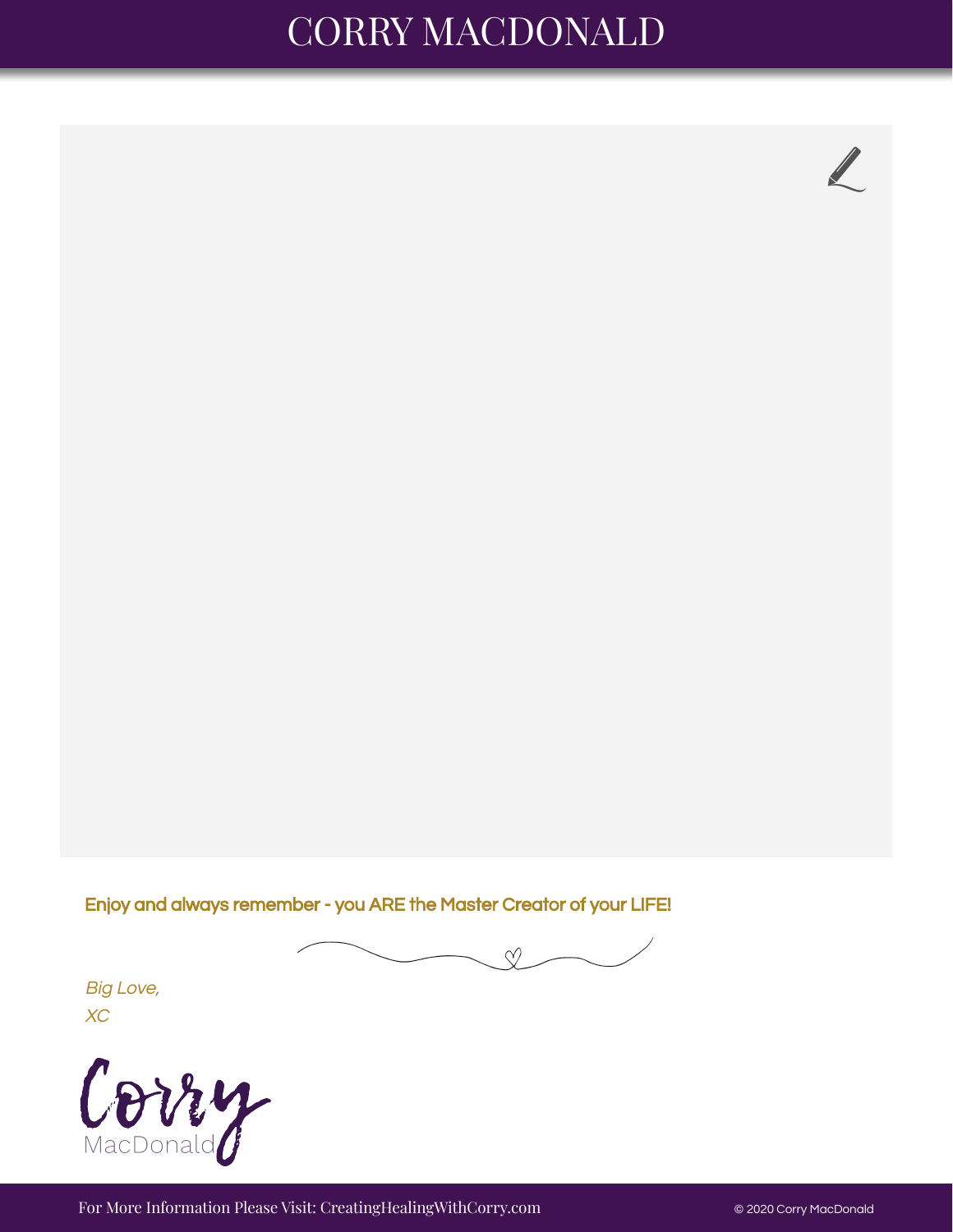**Enjoy and always remember - you ARE the Master Creator of your LIFE!**

*Big Love,*
*XC*

Corry
MacDonald

For More Information Please Visit: CreatingHealingWithCorry.com

© 2020 Corry MacDonald